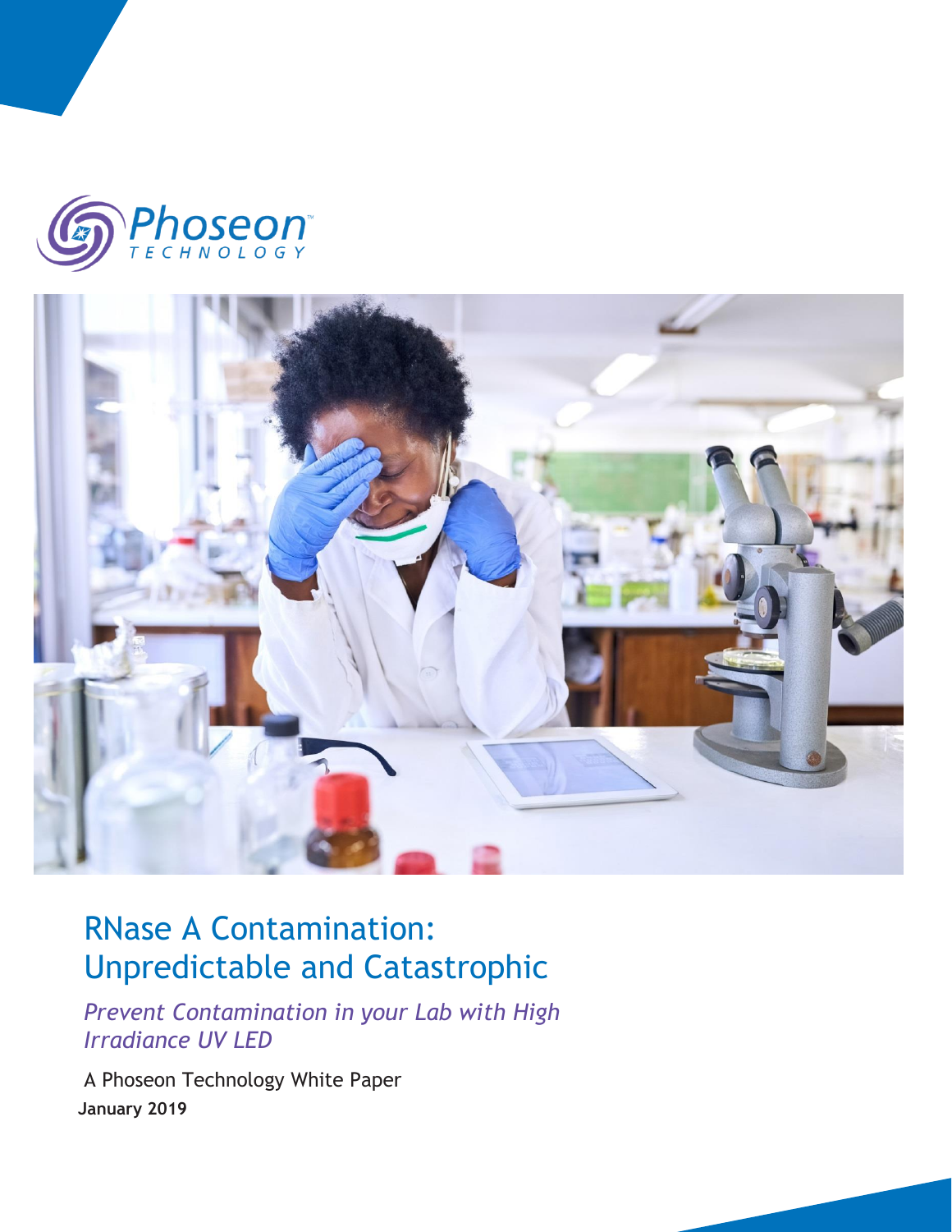Phoseon TECHNOLOGY

# RNase A Contamination: Unpredictable and Catastrophic

*Prevent Contamination in your Lab with High Irradiance UV LED*

A Phoseon Technology White Paper

**January 2019**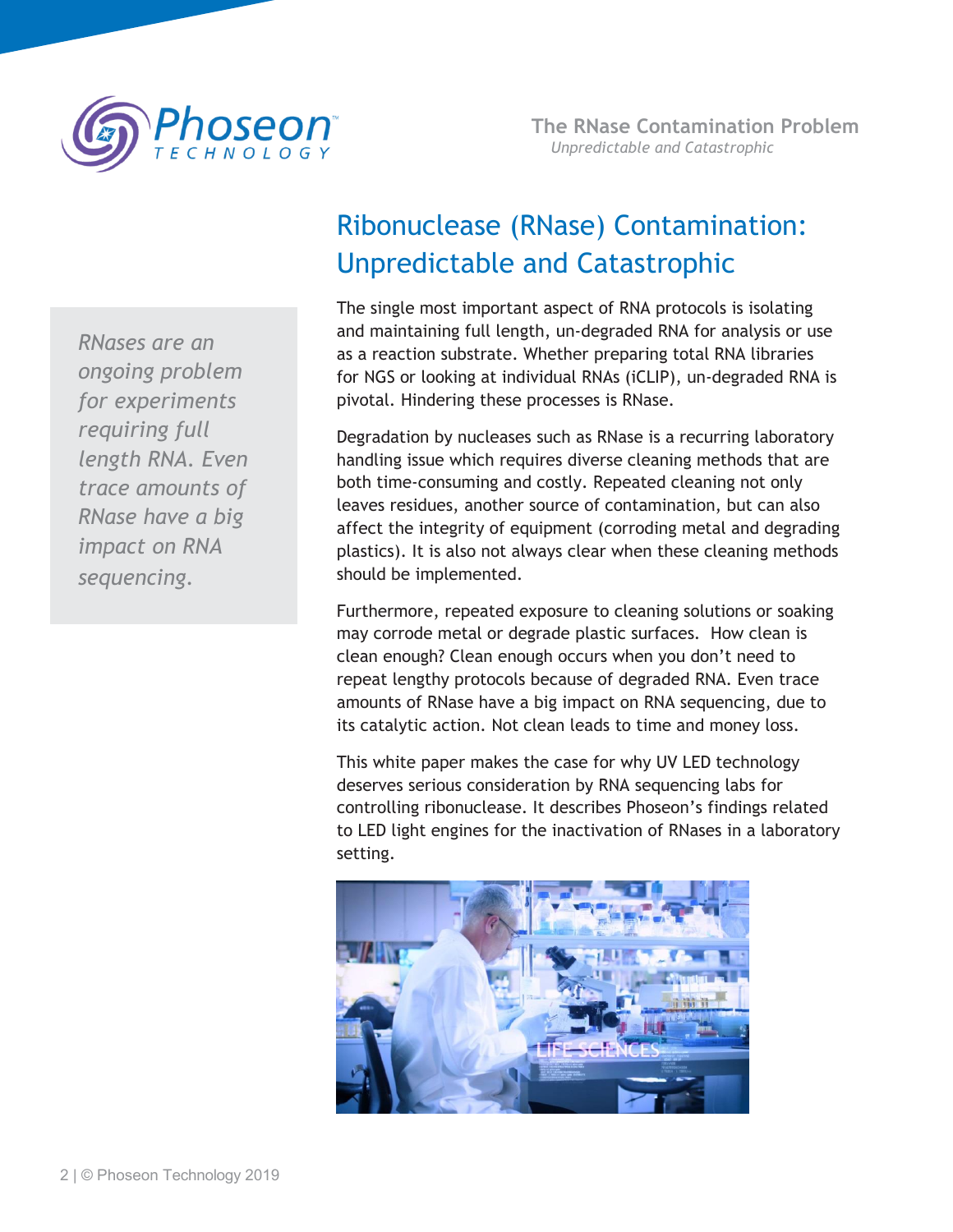# Ribonuclease (RNase) Contamination: Unpredictable and Catastrophic

*RNases are an ongoing problem for experiments requiring full length RNA. Even trace amounts of RNase have a big impact on RNA sequencing.*

The single most important aspect of RNA protocols is isolating and maintaining full length, un-degraded RNA for analysis or use as a reaction substrate. Whether preparing total RNA libraries for NGS or looking at individual RNAs (iCLIP), un-degraded RNA is pivotal. Hindering these processes is RNase.

Degradation by nucleases such as RNase is a recurring laboratory handling issue which requires diverse cleaning methods that are both time-consuming and costly. Repeated cleaning not only leaves residues, another source of contamination, but can also affect the integrity of equipment (corroding metal and degrading plastics). It is also not always clear when these cleaning methods should be implemented.

Furthermore, repeated exposure to cleaning solutions or soaking may corrode metal or degrade plastic surfaces. How clean is clean enough? Clean enough occurs when you don't need to repeat lengthy protocols because of degraded RNA. Even trace amounts of RNase have a big impact on RNA sequencing, due to its catalytic action. Not clean leads to time and money loss.

This white paper makes the case for why UV LED technology deserves serious consideration by RNA sequencing labs for controlling ribonuclease. It describes Phoseon's findings related to LED light engines for the inactivation of RNases in a laboratory setting.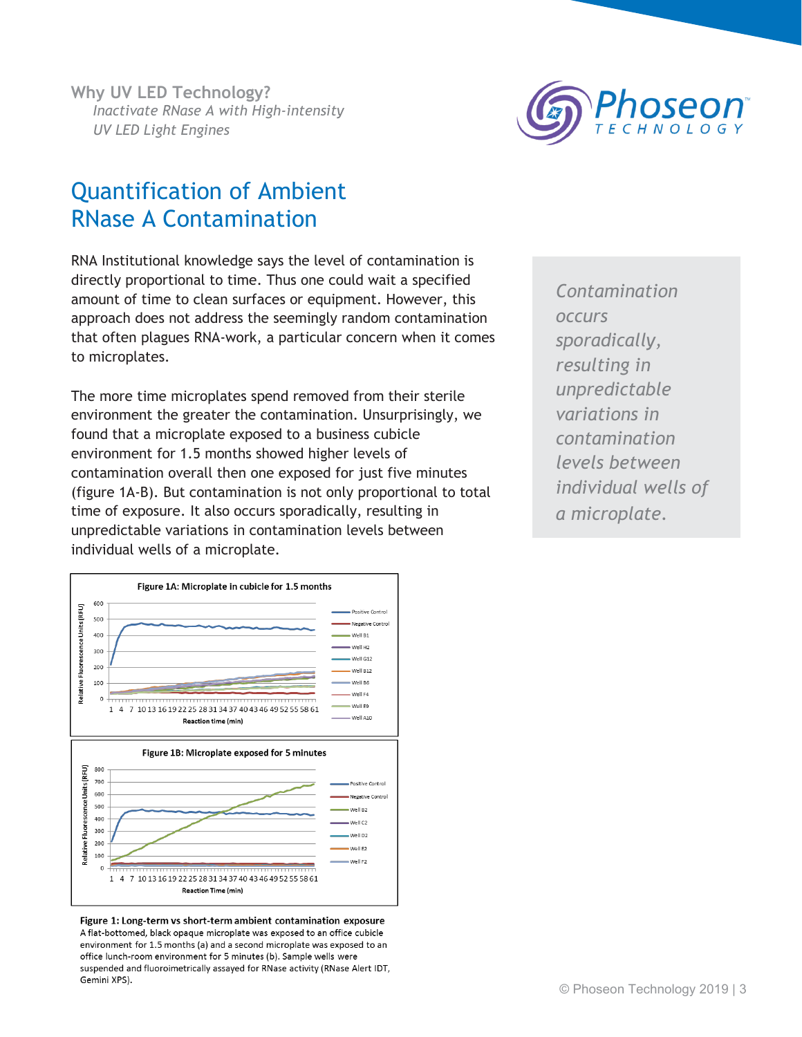Why UV LED Technology?
*Inactivate RNase A with High-intensity UV LED Light Engines*

## Quantification of Ambient RNase A Contamination

RNA Institutional knowledge says the level of contamination is directly proportional to time. Thus one could wait a specified amount of time to clean surfaces or equipment. However, this approach does not address the seemingly random contamination that often plagues RNA-work, a particular concern when it comes to microplates.

The more time microplates spend removed from their sterile environment the greater the contamination. Unsurprisingly, we found that a microplate exposed to a business cubicle environment for 1.5 months showed higher levels of contamination overall then one exposed for just five minutes (figure 1A-B). But contamination is not only proportional to total time of exposure. It also occurs sporadically, resulting in unpredictable variations in contamination levels between individual wells of a microplate.

> *Contamination occurs sporadically, resulting in unpredictable variations in contamination levels between individual wells of a microplate.*

**Figure 1: Long-term vs short-term ambient contamination exposure**
A flat-bottomed, black opaque microplate was exposed to an office cubicle environment for 1.5 months (a) and a second microplate was exposed to an office lunch-room environment for 5 minutes (b). Sample wells were suspended and fluoroimetrically assayed for RNase activity (RNase Alert IDT, Gemini XPS).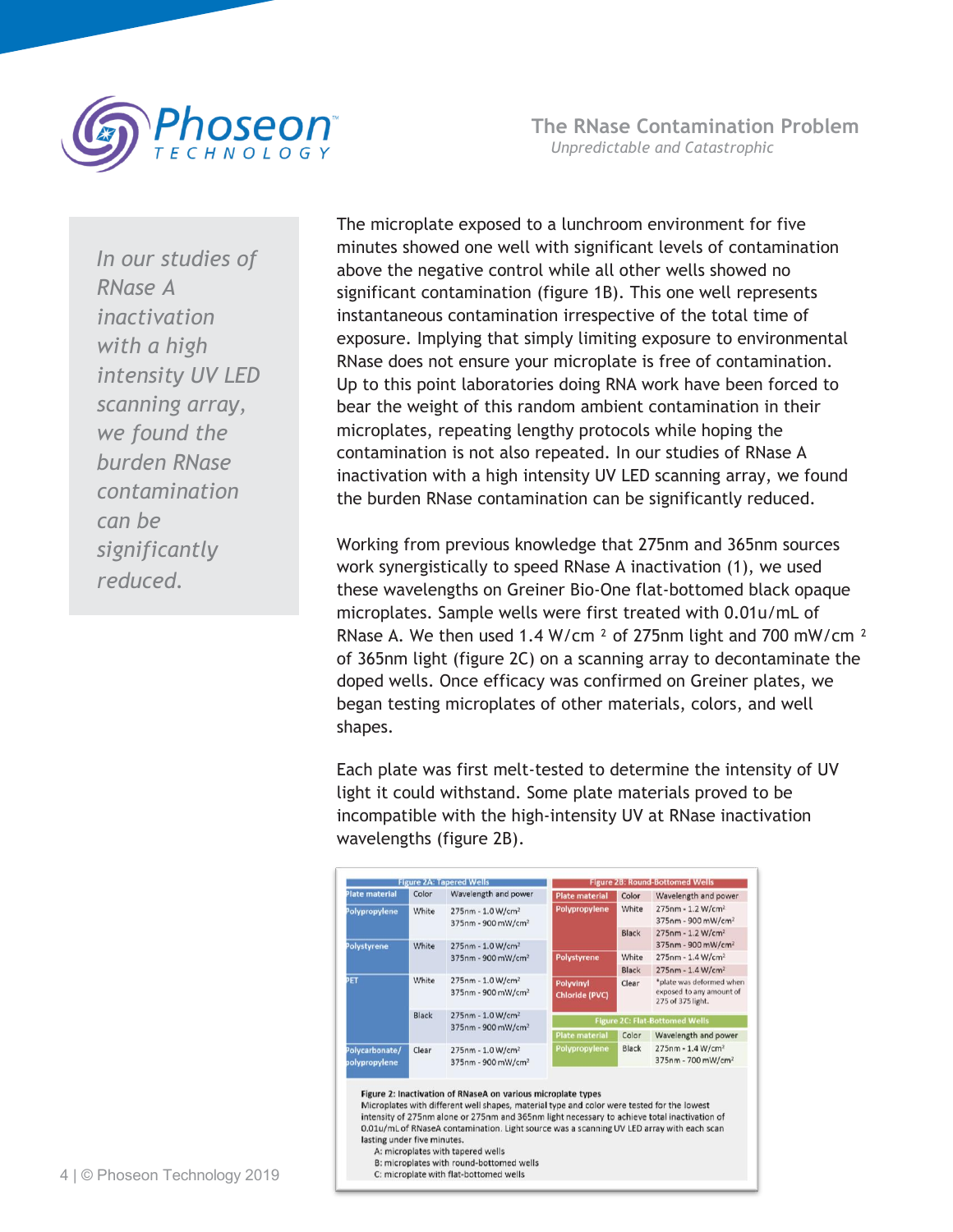*In our studies of RNase A inactivation with a high intensity UV LED scanning array, we found the burden RNase contamination can be significantly reduced.*

The microplate exposed to a lunchroom environment for five minutes showed one well with significant levels of contamination above the negative control while all other wells showed no significant contamination (figure 1B). This one well represents instantaneous contamination irrespective of the total time of exposure. Implying that simply limiting exposure to environmental RNase does not ensure your microplate is free of contamination. Up to this point laboratories doing RNA work have been forced to bear the weight of this random ambient contamination in their microplates, repeating lengthy protocols while hoping the contamination is not also repeated. In our studies of RNase A inactivation with a high intensity UV LED scanning array, we found the burden RNase contamination can be significantly reduced.

Working from previous knowledge that 275nm and 365nm sources work synergistically to speed RNase A inactivation (1), we used these wavelengths on Greiner Bio-One flat-bottomed black opaque microplates. Sample wells were first treated with 0.01u/mL of RNase A. We then used 1.4 W/cm $^2$ of 275nm light and 700 mW/cm $^2$ of 365nm light (figure 2C) on a scanning array to decontaminate the doped wells. Once efficacy was confirmed on Greiner plates, we began testing microplates of other materials, colors, and well shapes.

Each plate was first melt-tested to determine the intensity of UV light it could withstand. Some plate materials proved to be incompatible with the high-intensity UV at RNase inactivation wavelengths (figure 2B).

**Figure 2A: Tapered Wells**

| Plate material | Color | Wavelength and power |
|---|---|---|
| Polypropylene | White | 275nm - 1.0 W/cm² 375nm - 900 mW/cm² |
| Polystyrene | White | 275nm - 1.0 W/cm² 375nm - 900 mW/cm² |
| PET | White | 275nm - 1.0 W/cm² 375nm - 900 mW/cm² |
| | Black | 275nm - 1.0 W/cm² 375nm - 900 mW/cm² |
| Polycarbonate/ polypropylene | Clear | 275nm - 1.0 W/cm² 375nm - 900 mW/cm² |

**Figure 2B: Round-Bottomed Wells**

| Plate material | Color | Wavelength and power |
|---|---|---|
| Polypropylene | White | 275nm - 1.2 W/cm² 375nm - 900 mW/cm² |
| | Black | 275nm - 1.2 W/cm² 375nm - 900 mW/cm² |
| Polystyrene | White | 275nm - 1.4 W/cm² |
| | Black | 275nm - 1.4 W/cm² |
| Polyvinyl Chloride (PVC) | Clear | *plate was deformed when exposed to any amount of 275 of 375 light. |

**Figure 2C: Flat-Bottomed Wells**

| Plate material | Color | Wavelength and power |
|---|---|---|
| Polypropylene | Black | 275nm - 1.4 W/cm² 375nm - 700 mW/cm² |

**Figure 2: Inactivation of RNaseA on various microplate types**
Microplates with different well shapes, material type and color were tested for the lowest intensity of 275nm alone or 275nm and 365nm light necessary to achieve total inactivation of 0.01u/mL of RNaseA contamination. Light source was a scanning UV LED array with each scan lasting under five minutes.
A: microplates with tapered wells
B: microplates with round-bottomed wells
C: microplate with flat-bottomed wells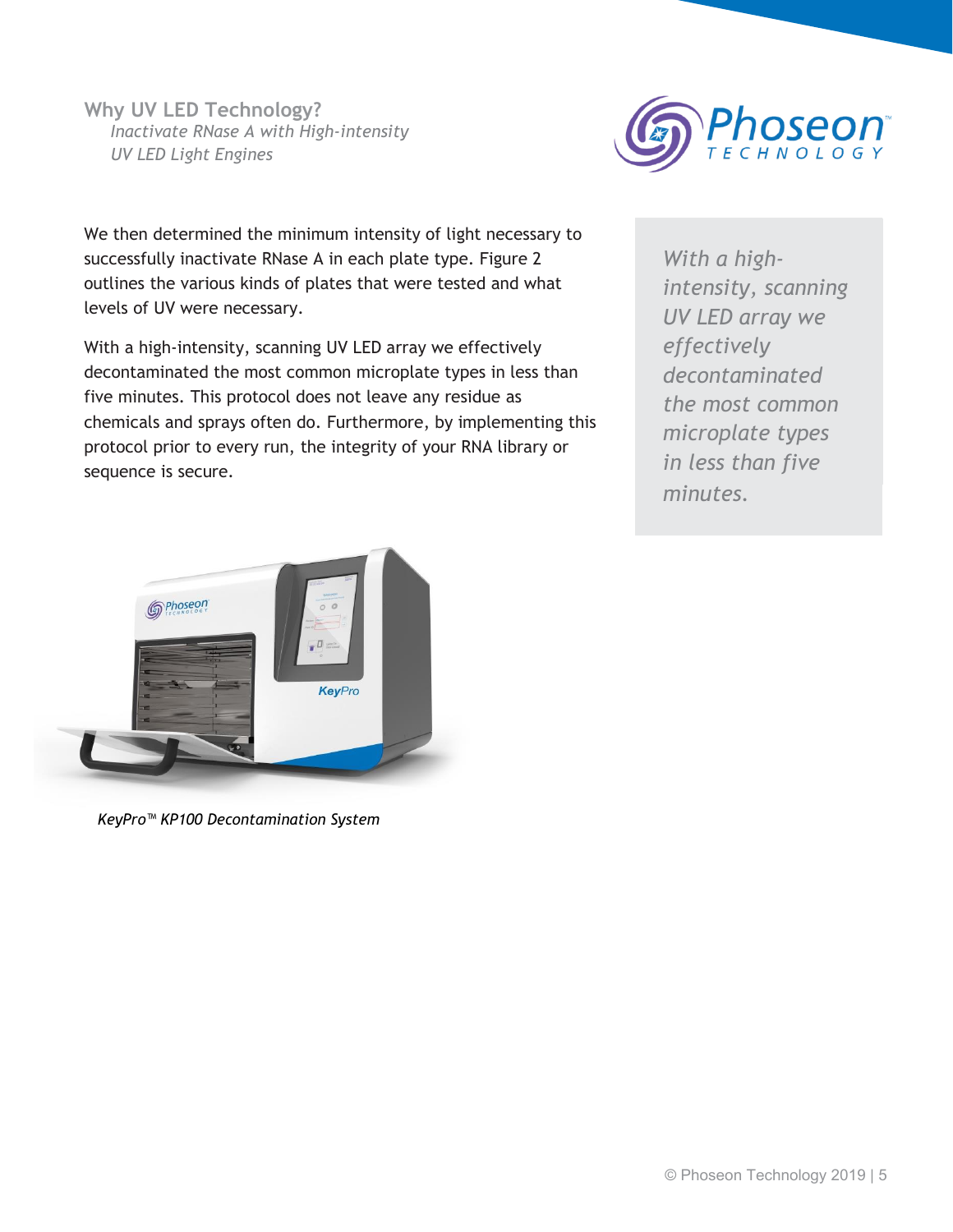## Why UV LED Technology?

*Inactivate RNase A with High-intensity UV LED Light Engines*

We then determined the minimum intensity of light necessary to successfully inactivate RNase A in each plate type. Figure 2 outlines the various kinds of plates that were tested and what levels of UV were necessary.

With a high-intensity, scanning UV LED array we effectively decontaminated the most common microplate types in less than five minutes. This protocol does not leave any residue as chemicals and sprays often do. Furthermore, by implementing this protocol prior to every run, the integrity of your RNA library or sequence is secure.

> *With a high-intensity, scanning UV LED array we effectively decontaminated the most common microplate types in less than five minutes.*

*KeyPro™ KP100 Decontamination System*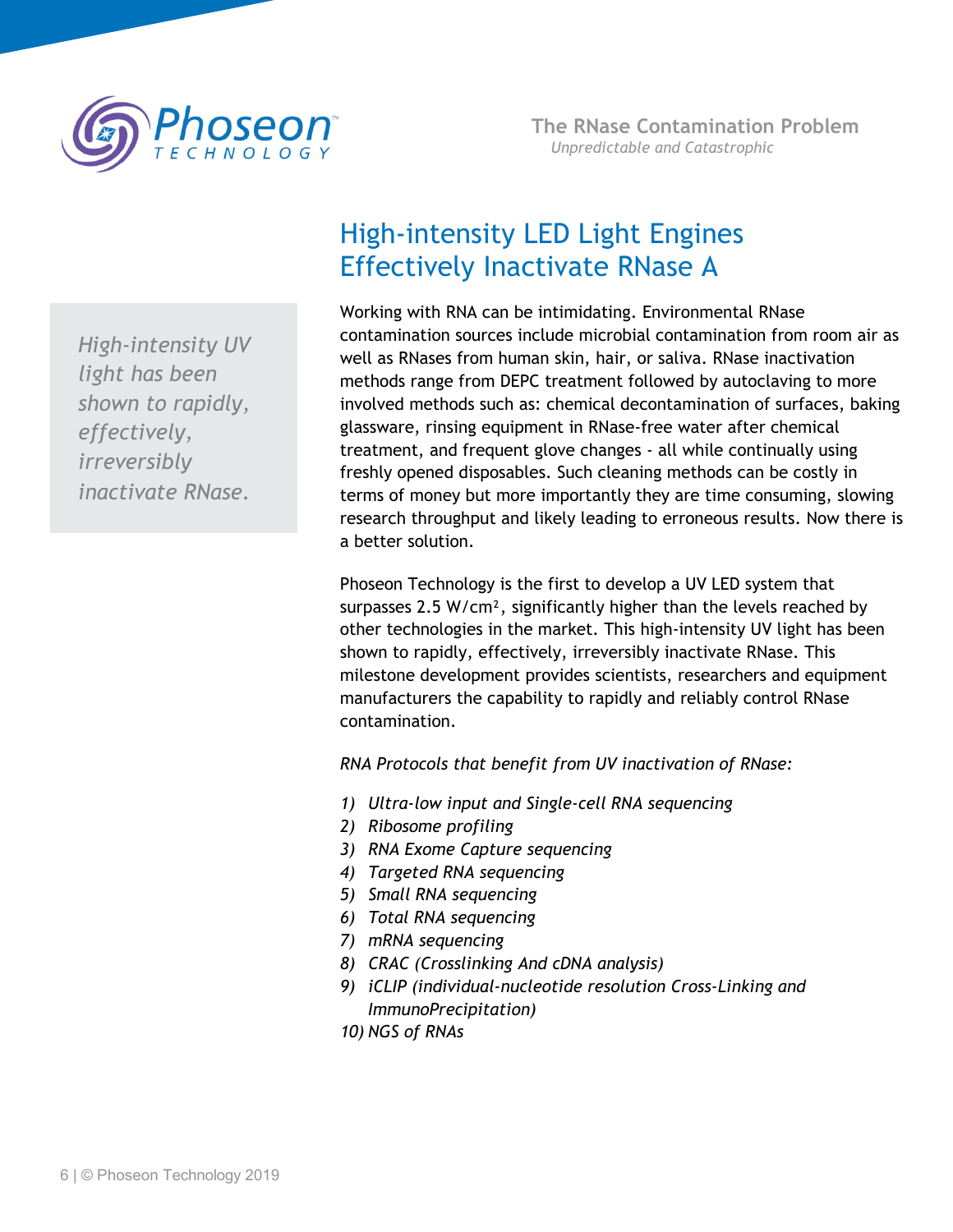# High-intensity LED Light Engines Effectively Inactivate RNase A

*High-intensity UV light has been shown to rapidly, effectively, irreversibly inactivate RNase.*

Working with RNA can be intimidating. Environmental RNase contamination sources include microbial contamination from room air as well as RNases from human skin, hair, or saliva. RNase inactivation methods range from DEPC treatment followed by autoclaving to more involved methods such as: chemical decontamination of surfaces, baking glassware, rinsing equipment in RNase-free water after chemical treatment, and frequent glove changes - all while continually using freshly opened disposables. Such cleaning methods can be costly in terms of money but more importantly they are time consuming, slowing research throughput and likely leading to erroneous results. Now there is a better solution.

Phoseon Technology is the first to develop a UV LED system that surpasses 2.5 $W/cm^2$, significantly higher than the levels reached by other technologies in the market. This high-intensity UV light has been shown to rapidly, effectively, irreversibly inactivate RNase. This milestone development provides scientists, researchers and equipment manufacturers the capability to rapidly and reliably control RNase contamination.

*RNA Protocols that benefit from UV inactivation of RNase:*

1) *Ultra-low input and Single-cell RNA sequencing*
2) *Ribosome profiling*
3) *RNA Exome Capture sequencing*
4) *Targeted RNA sequencing*
5) *Small RNA sequencing*
6) *Total RNA sequencing*
7) *mRNA sequencing*
8) *CRAC (Crosslinking And cDNA analysis)*
9) *iCLIP (individual-nucleotide resolution Cross-Linking and ImmunoPrecipitation)*
10) *NGS of RNAs*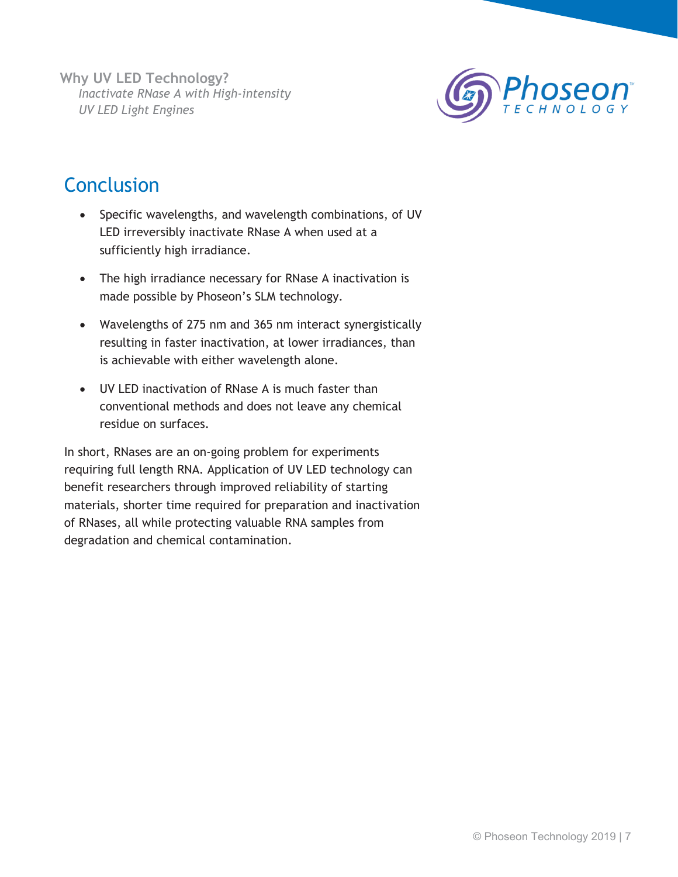## Conclusion

- Specific wavelengths, and wavelength combinations, of UV LED irreversibly inactivate RNase A when used at a sufficiently high irradiance.
- The high irradiance necessary for RNase A inactivation is made possible by Phoseon's SLM technology.
- Wavelengths of 275 nm and 365 nm interact synergistically resulting in faster inactivation, at lower irradiances, than is achievable with either wavelength alone.
- UV LED inactivation of RNase A is much faster than conventional methods and does not leave any chemical residue on surfaces.

In short, RNases are an on-going problem for experiments requiring full length RNA. Application of UV LED technology can benefit researchers through improved reliability of starting materials, shorter time required for preparation and inactivation of RNases, all while protecting valuable RNA samples from degradation and chemical contamination.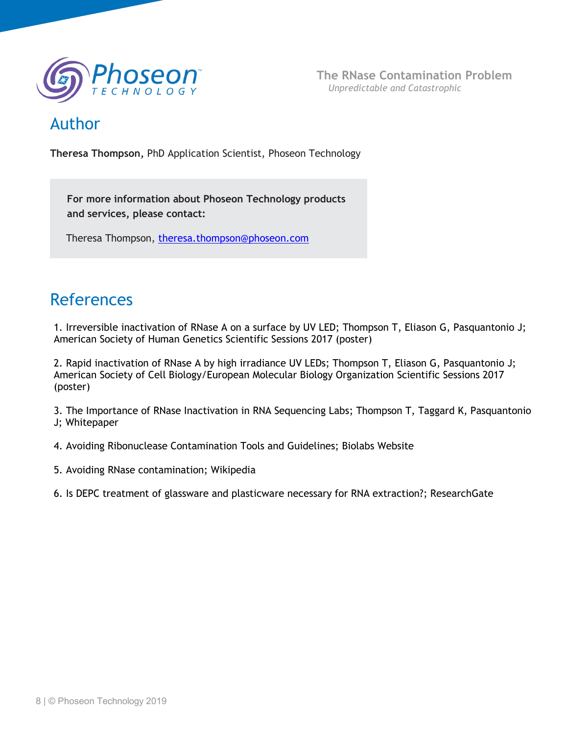## Author

**Theresa Thompson,** PhD Application Scientist, Phoseon Technology

**For more information about Phoseon Technology products and services, please contact:**

Theresa Thompson, theresa.thompson@phoseon.com

## References

1. Irreversible inactivation of RNase A on a surface by UV LED; Thompson T, Eliason G, Pasquantonio J; American Society of Human Genetics Scientific Sessions 2017 (poster)

2. Rapid inactivation of RNase A by high irradiance UV LEDs; Thompson T, Eliason G, Pasquantonio J; American Society of Cell Biology/European Molecular Biology Organization Scientific Sessions 2017 (poster)

3. The Importance of RNase Inactivation in RNA Sequencing Labs; Thompson T, Taggard K, Pasquantonio J; Whitepaper

4. Avoiding Ribonuclease Contamination Tools and Guidelines; Biolabs Website

5. Avoiding RNase contamination; Wikipedia

6. Is DEPC treatment of glassware and plasticware necessary for RNA extraction?; ResearchGate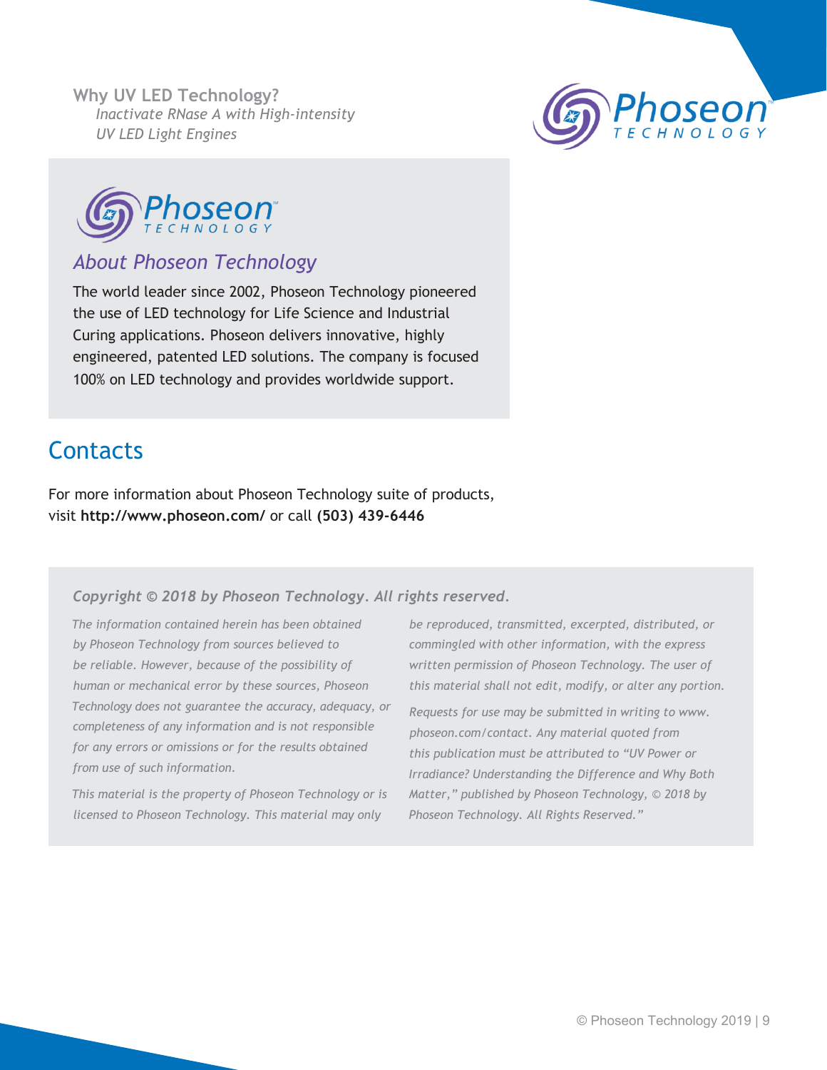## About Phoseon Technology

The world leader since 2002, Phoseon Technology pioneered the use of LED technology for Life Science and Industrial Curing applications. Phoseon delivers innovative, highly engineered, patented LED solutions. The company is focused 100% on LED technology and provides worldwide support.

## Contacts

For more information about Phoseon Technology suite of products, visit **http://www.phoseon.com/** or call **(503) 439-6446**

***Copyright © 2018 by Phoseon Technology. All rights reserved.***

*The information contained herein has been obtained by Phoseon Technology from sources believed to be reliable. However, because of the possibility of human or mechanical error by these sources, Phoseon Technology does not guarantee the accuracy, adequacy, or completeness of any information and is not responsible for any errors or omissions or for the results obtained from use of such information.*

*This material is the property of Phoseon Technology or is licensed to Phoseon Technology. This material may only be reproduced, transmitted, excerpted, distributed, or commingled with other information, with the express written permission of Phoseon Technology. The user of this material shall not edit, modify, or alter any portion.*

*Requests for use may be submitted in writing to www.phoseon.com/contact. Any material quoted from this publication must be attributed to "UV Power or Irradiance? Understanding the Difference and Why Both Matter," published by Phoseon Technology, © 2018 by Phoseon Technology. All Rights Reserved."*